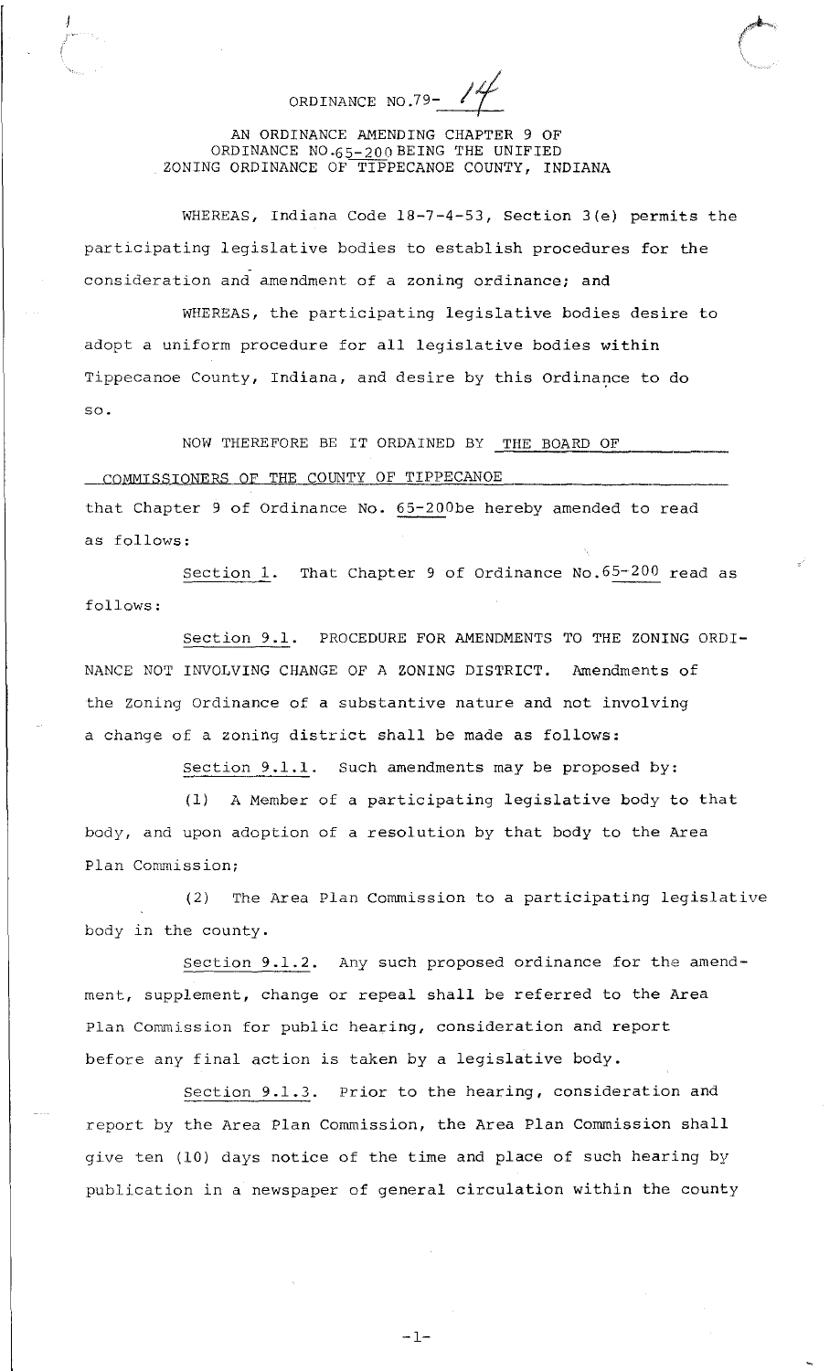# ORDINANCE NO. 79- 14

AN ORDINANCE AMENDING CHAPTER 9 OF ORDINANCE NO. 65-200 BEING THE UNIFIED ZONING ORDINANCE OF TIPPECANOE COUNTY, INDIANA

WHEREAS, Indiana Code 18-7-4-53, Section 3(e) permits the participating legislative bodies to establish procedures for the consideration and amendment of a zoning ordinance; and

WHEREAS, the participating legislative bodies desire to adopt a uniform procedure for all legislative bodies within Tippecanoe County, Indiana, and desire by this Ordinance to do so.

NOW THEREFORE BE IT ORDAINED BY THE BOARD OF COMMISSIONERS OF THE COUNTY OF TIPPECANOE that Chapter 9 of Ordinance No. 65-200 be hereby amended to read as follows:

Section 1. That Chapter 9 of Ordinance No. 65-200 read as follows:

Section 9.1. PROCEDURE FOR AMENDMENTS TO THE ZONING ORDINANCE NOT INVOLVING CHANGE OF A ZONING DISTRICT. Amendments of the Zoning Ordinance of a substantive nature and not involving a change of a zoning district shall be made as follows:

Section 9.1.1. Such amendments may be proposed by:

(1) A Member of a participating legislative body to that body, and upon adoption of a resolution by that body to the Area Plan Commission;

(2) The Area Plan Commission to a participating legislative body in the county.

Section 9.1.2. Any such proposed ordinance for the amendment, supplement, change or repeal shall be referred to the Area Plan Commission for public hearing, consideration and report before any final action is taken by a legislative body.

Section 9.1.3. Prior to the hearing, consideration and report by the Area Plan Commission, the Area Plan Commission shall give ten (10) days notice of the time and place of such hearing by publication in a newspaper of general circulation within the county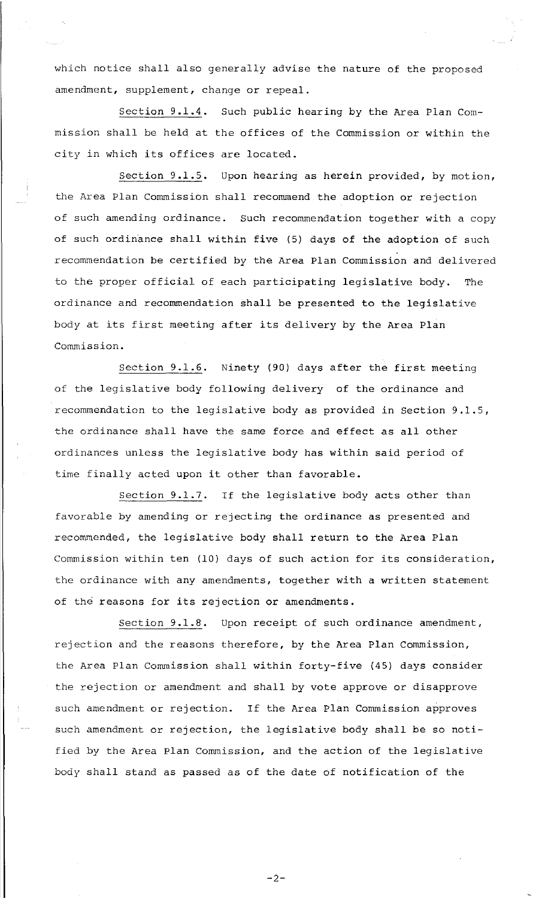which notice shall also generally advise the nature of the proposed amendment, supplement, change or repeal.

Section 9.1.4. Such public hearing by the Area Plan Commission shall be held at the offices of the Commission or within the city in which its offices are located.

Section 9.1.5. Upon hearing as herein provided, by motion, the Area Plan Commission shall recommend the adoption or rejection of such amending ordinance. Such recommendation together with a copy of such ordinance shall within five (5) days of the adoption of such recommendation be certified by the Area Plan Commission and delivered to the proper official of each participating legislative body. The ordinance and recommendation shall be presented to the legislative body at its first meeting after its delivery by the Area Plan Commission.

Section 9.1.6. Ninety (90) days after the first meeting of the legislative body following delivery of the ordinance and recommendation to the legislative body as provided in Section 9.1.5, the ordinance shall have the same force and effect as all other ordinances unless the legislative body has within said period of time finally acted upon it other than favorable.

Section 9.1.7. If the legislative body acts other than favorable by amending or rejecting the ordinance as presented and recommended, the legislative body shall return to the Area Plan Commission within ten (10) days of such action for its consideration, the ordinance with any amendments, together with a written statement of the reasons for its rejection or amendments.

Section 9.1.8. Upon receipt of such ordinance amendment, rejection and the reasons therefore, by the Area Plan Commission, the Area Plan Commission shall within forty-five (45) days consider the rejection or amendment and shall by vote approve or disapprove such amendment or rejection. If the Area Plan Commission approves such amendment or rejection, the legislative body shall be so notified by the Area Plan Commission, and the action of the legislative body shall stand as passed as of the date of notification of the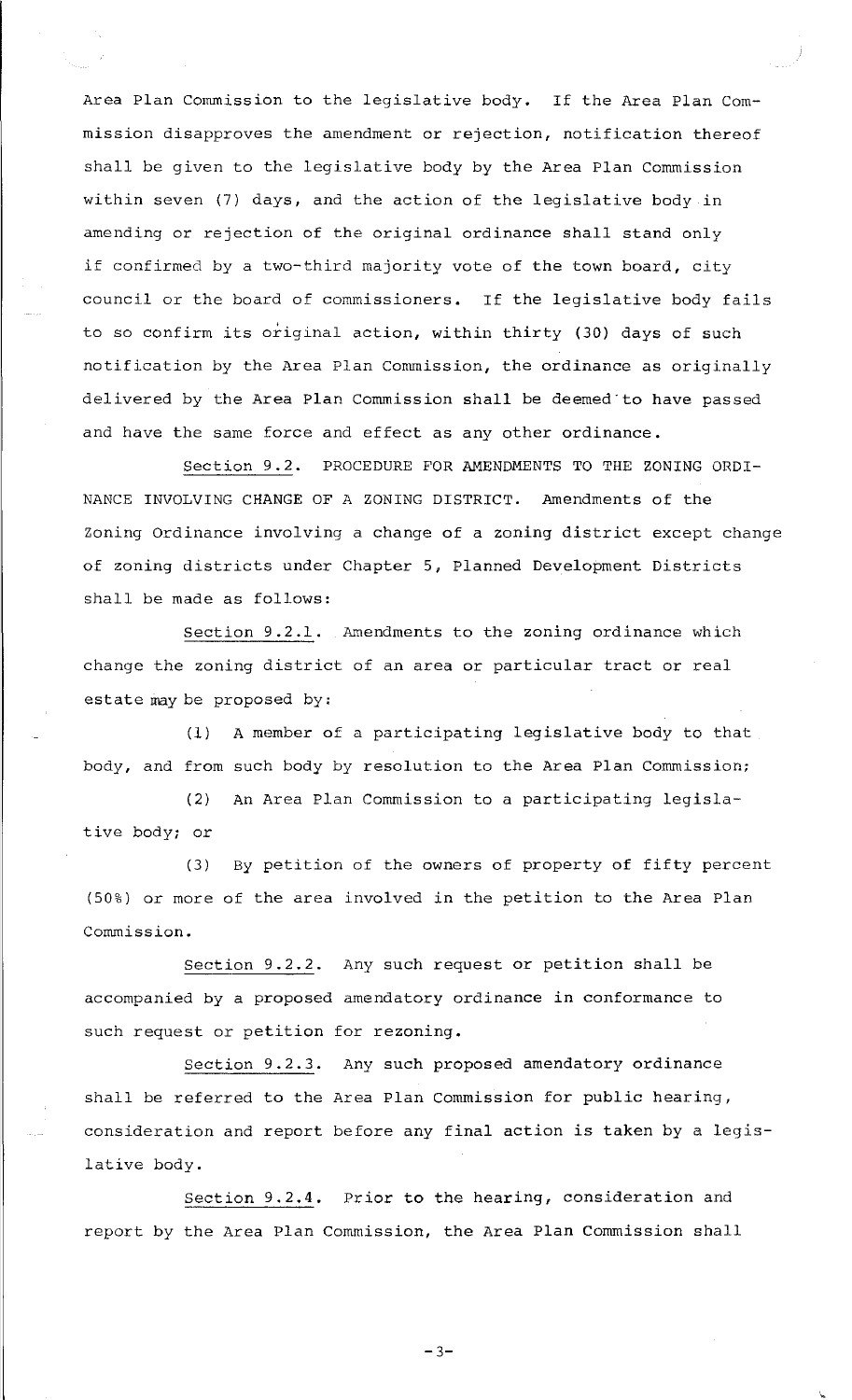Area Plan Commission to the legislative body. If the Area Plan Commission disapproves the amendment or rejection, notification thereof shall be given to the legislative body by the Area Plan Commission within seven (7) days, and the action of the legislative body in amending or rejection of the original ordinance shall stand only if confirmed by a two-third majority vote of the town board, city council or the board of commissioners. If the legislative body fails to so confirm its original action, within thirty (30) days of such notification by the Area Plan Commission, the ordinance as originally delivered by the Area Plan Commission shall be deemed to have passed and have the same force and effect as any other ordinance.

Section 9.2. PROCEDURE FOR AMENDMENTS TO THE ZONING ORDINANCE INVOLVING CHANGE OF A ZONING DISTRICT. Amendments of the Zoning Ordinance involving a change of a zoning district except change of zoning districts under Chapter 5, Planned Development Districts shall be made as follows:

Section 9.2.1. Amendments to the zoning ordinance which change the zoning district of an area or particular tract or real estate may be proposed by:

(1) A member of a participating legislative body to that body, and from such body by resolution to the Area Plan Commission;

(2) An Area Plan Commission to a participating legislative body; or

(3) By petition of the owners of property of fifty percent (50%) or more of the area involved in the petition to the Area Plan Commission.

Section 9.2.2. Any such request or petition shall be accompanied by a proposed amendatory ordinance in conformance to such request or petition for rezoning.

Section 9.2.3. Any such proposed amendatory ordinance shall be referred to the Area Plan Commission for public hearing, consideration and report before any final action is taken by a legislative body.

Section 9.2.4. Prior to the hearing, consideration and report by the Area Plan Commission, the Area Plan Commission shall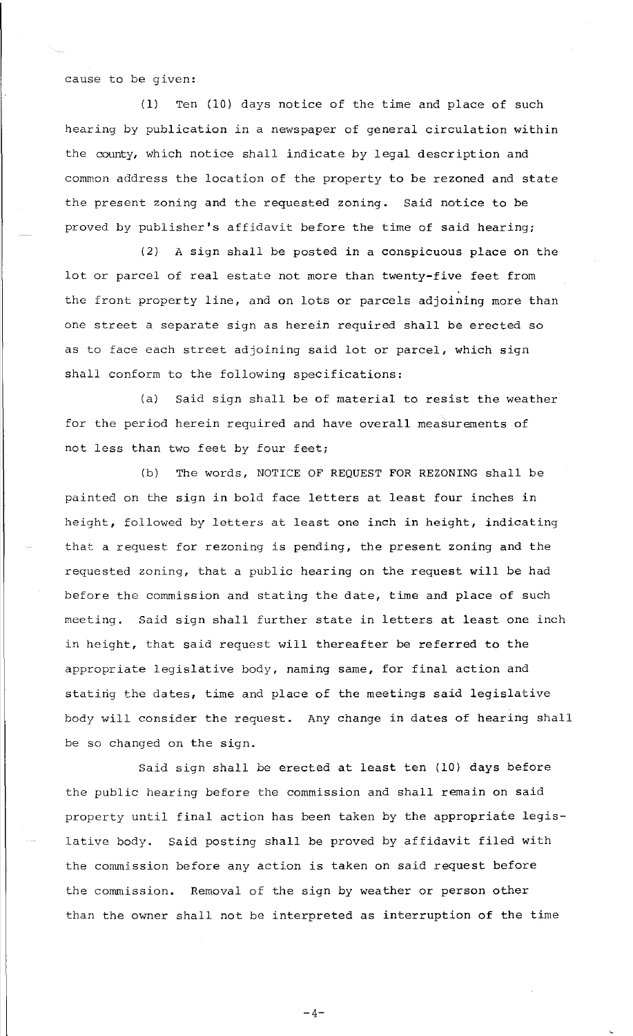cause to be given:

(1) Ten (10) days notice of the time and place of such hearing by publication in a newspaper of general circulation within the county, which notice shall indicate by legal description and common address the location of the property to be rezoned and state the present zoning and the requested zoning. Said notice to be proved by publisher's affidavit before the time of said hearing;

(2) A sign shall be posted in a conspicuous place on the lot or parcel of real estate not more than twenty-five feet from the front property line, and on lots or parcels adjoining more than one street a separate sign as herein required shall be erected so as to face each street adjoining said lot or parcel, which sign shall conform to the following specifications:

(a) Said sign shall be of material to resist the weather for the period herein required and have overall measurements of not less than two feet by four feet;

(b) The words, NOTICE OF REQUEST FOR REZONING shall be painted on the sign in bold face letters at least four inches in height, followed by letters at least one inch in height, indicating that a request for rezoning is pending, the present zoning and the requested zoning, that a public hearing on the request will be had before the commission and stating the date, time and place of such meeting. Said sign shall further state in letters at least one inch in height, that said request will thereafter be referred to the appropriate legislative body, naming same, for final action and stating the dates, time and place of the meetings said legislative body will consider the request. Any change in dates of hearing shall be so changed on the sign.

Said sign shall be erected at least ten (10) days before the public hearing before the commission and shall remain on said property until final action has been taken by the appropriate legislative body. Said posting shall be proved by affidavit filed with the commission before any action is taken on said request before the commission. Removal of the sign by weather or person other than the owner shall not be interpreted as interruption of the time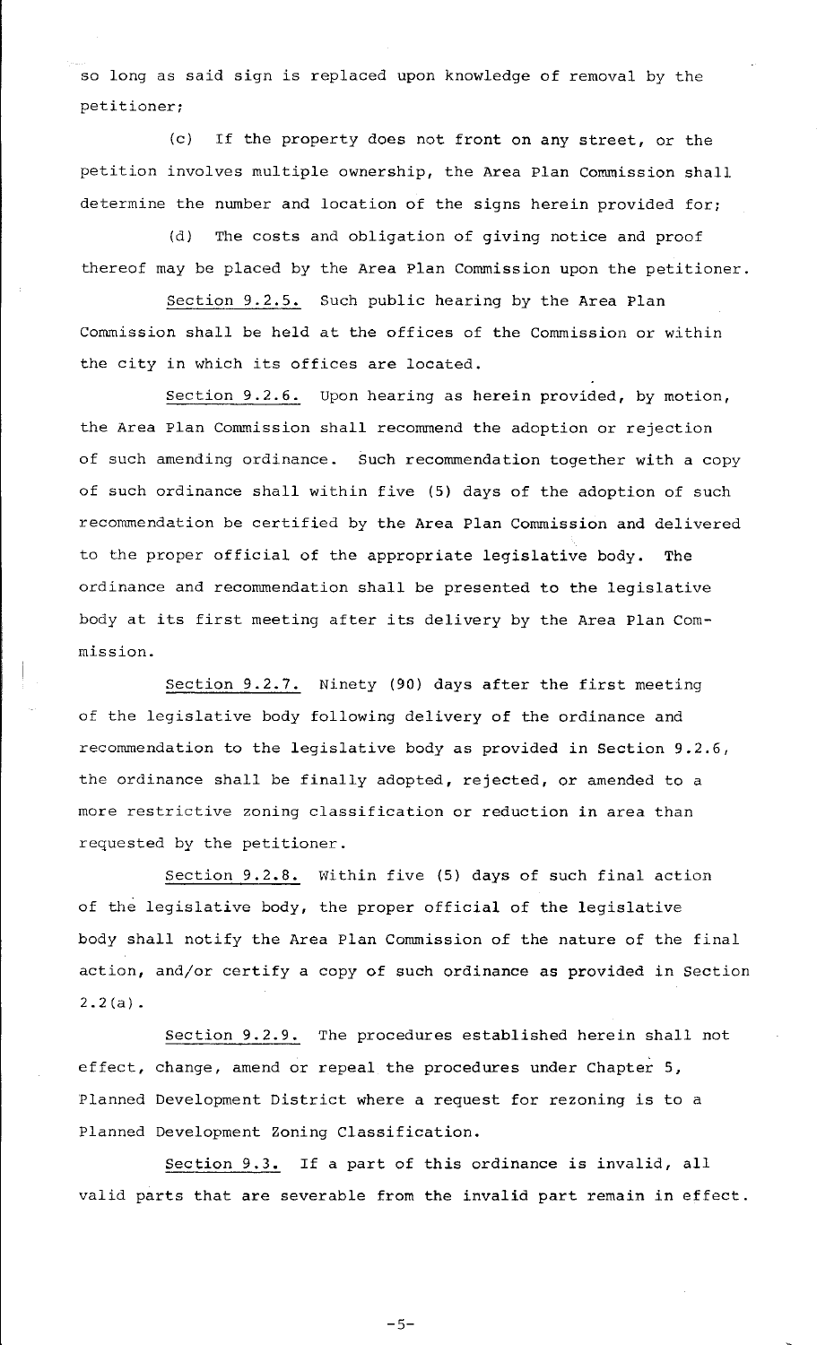so long as said sign is replaced upon knowledge of removal by the petitioner;

(c) If the property does not front on any street, or the petition involves multiple ownership, the Area Plan Commission shall determine the number and location of the signs herein provided for;

(d) The costs and obligation of giving notice and proof thereof may be placed by the Area Plan Commission upon the petitioner.

Section 9.2.5. Such public hearing by the Area Plan Commission shall be held at the offices of the Commission or within the city in which its offices are located.

Section 9.2.6. Upon hearing as herein provided, by motion, the Area Plan Commission shall recommend the adoption or rejection of such amending ordinance. Such recommendation together with a copy of such ordinance shall within five (5) days of the adoption of such recommendation be certified by the Area Plan Commission and delivered to the proper official of the appropriate legislative body. The ordinance and recommendation shall be presented to the legislative body at its first meeting after its delivery by the Area Plan Commission.

Section 9.2.7. Ninety (90) days after the first meeting of the legislative body following delivery of the ordinance and recommendation to the legislative body as provided in Section 9.2.6, the ordinance shall be finally adopted, rejected, or amended to a more restrictive zoning classification or reduction in area than requested by the petitioner.

Section 9.2.8. Within five (5) days of such final action of the legislative body, the proper official of the legislative body shall notify the Area Plan Commission of the nature of the final action, and/or certify a copy of such ordinance as provided in Section 2.2(a).

Section 9.2.9. The procedures established herein shall not effect, change, amend or repeal the procedures under Chapter 5, Planned Development District where a request for rezoning is to a Planned Development Zoning Classification.

Section 9.3. If a part of this ordinance is invalid, all valid parts that are severable from the invalid part remain in effect.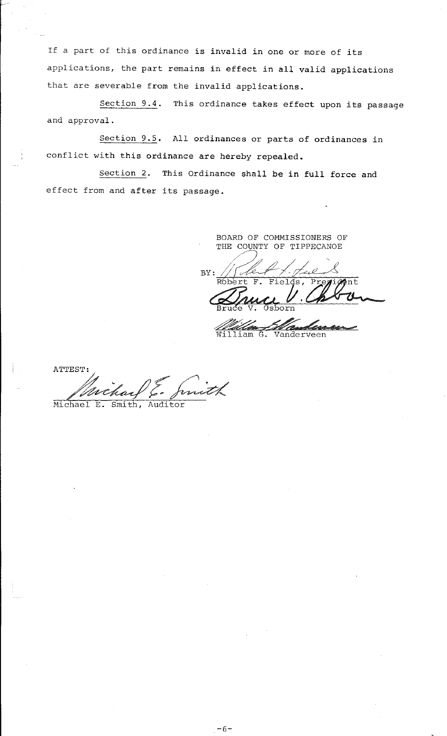If a part of this ordinance is invalid in one or more of its applications, the part remains in effect in all valid applications that are severable from the invalid applications.

Section 9.4. This ordinance takes effect upon its passage and approval.

Section 9.5. All ordinances or parts of ordinances in conflict with this ordinance are hereby repealed.

Section 2. This Ordinance shall be in full force and effect from and after its passage.

BOARD OF COMMISSIONERS OF THE COUNTY OF TIPPECANOE

BY: Robert F. Fields, President

Bruce V. Osborn

William G. Vanderveen

ATTEST:

Michael E. Smith, Auditor